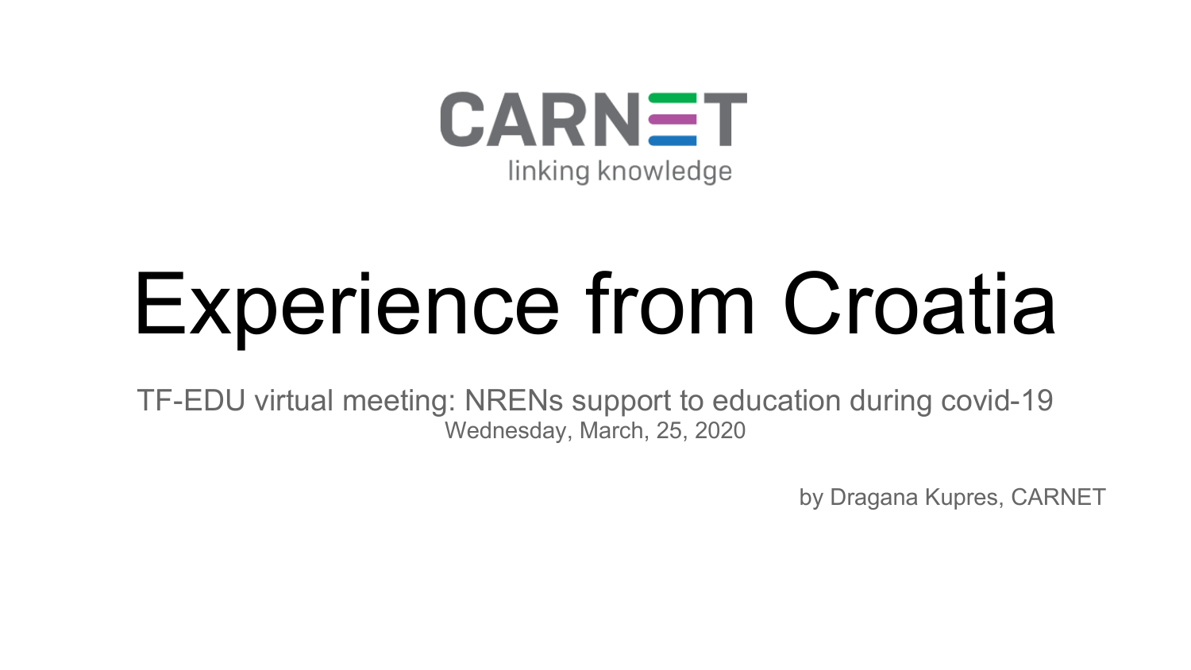CARNET

linking knowledge

# Experience from Croatia

TF-EDU virtual meeting: NRENs support to education during covid-19

Wednesday, March, 25, 2020

by Dragana Kupres, CARNET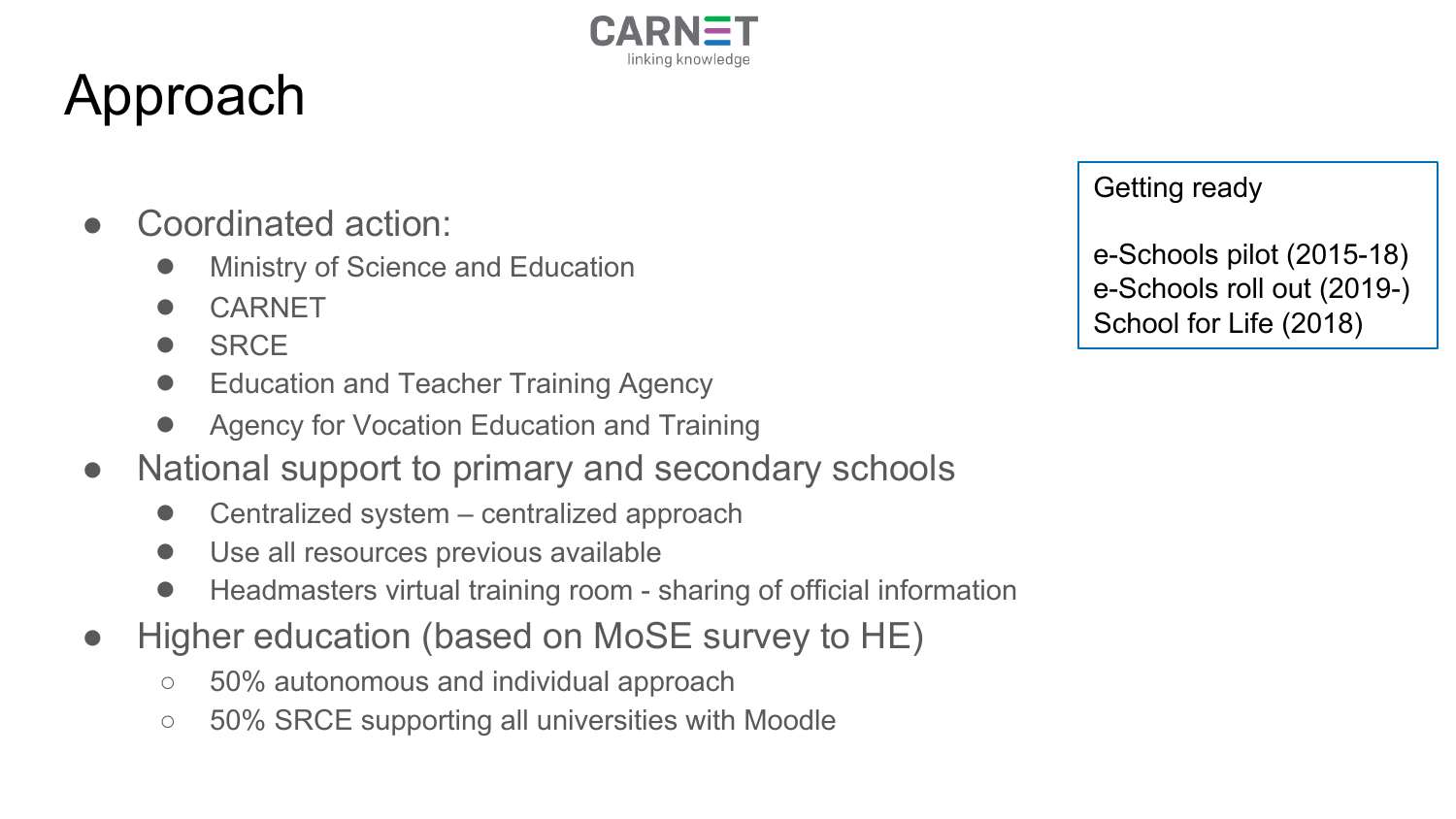# Approach

- Coordinated action:
  - Ministry of Science and Education
  - CARNET
  - SRCE
  - Education and Teacher Training Agency
  - Agency for Vocation Education and Training
- National support to primary and secondary schools
  - Centralized system – centralized approach
  - Use all resources previous available
  - Headmasters virtual training room - sharing of official information
- Higher education (based on MoSE survey to HE)
  - 50% autonomous and individual approach
  - 50% SRCE supporting all universities with Moodle

Getting ready

e-Schools pilot (2015-18)
e-Schools roll out (2019-)
School for Life (2018)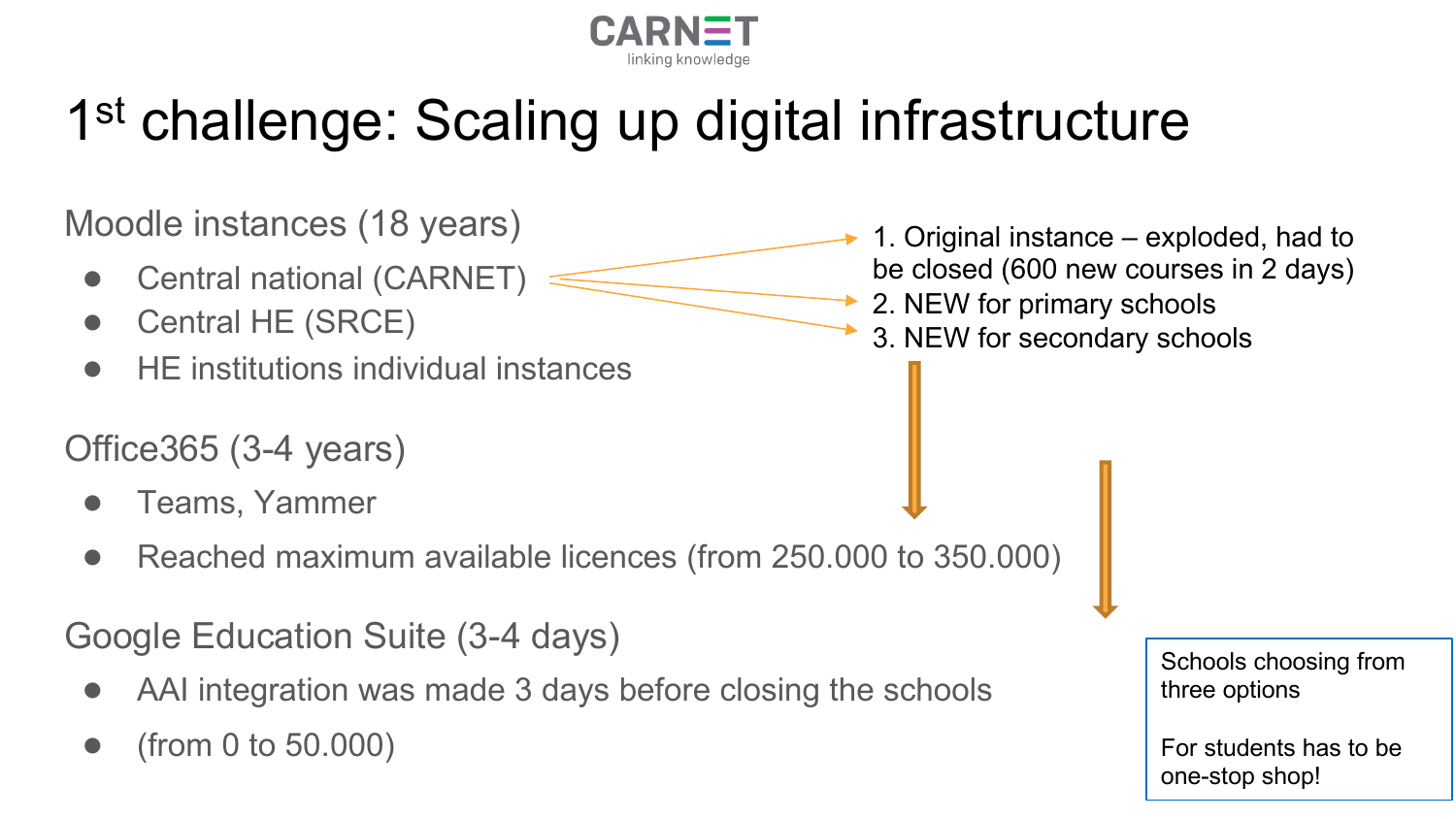CARNET
linking knowledge

# 1st challenge: Scaling up digital infrastructure

Moodle instances (18 years)

- Central national (CARNET)
- Central HE (SRCE)
- HE institutions individual instances

1. Original instance – exploded, had to be closed (600 new courses in 2 days)
2. NEW for primary schools
3. NEW for secondary schools

Office365 (3-4 years)

- Teams, Yammer
- Reached maximum available licences (from 250.000 to 350.000)

Google Education Suite (3-4 days)

- AAI integration was made 3 days before closing the schools
- (from 0 to 50.000)

Schools choosing from three options

For students has to be one-stop shop!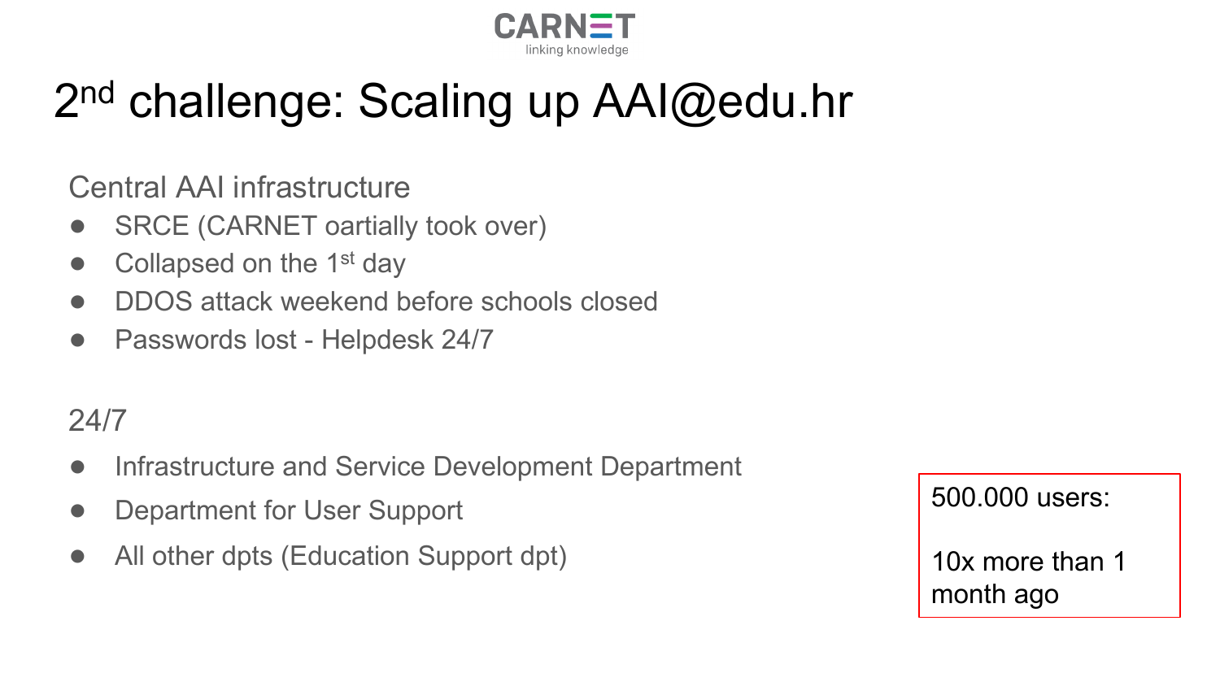# 2nd challenge: Scaling up AAI@edu.hr

Central AAI infrastructure

- SRCE (CARNET oartially took over)
- Collapsed on the 1st day
- DDOS attack weekend before schools closed
- Passwords lost - Helpdesk 24/7

24/7

- Infrastructure and Service Development Department
- Department for User Support
- All other dpts (Education Support dpt)

500.000 users:

10x more than 1 month ago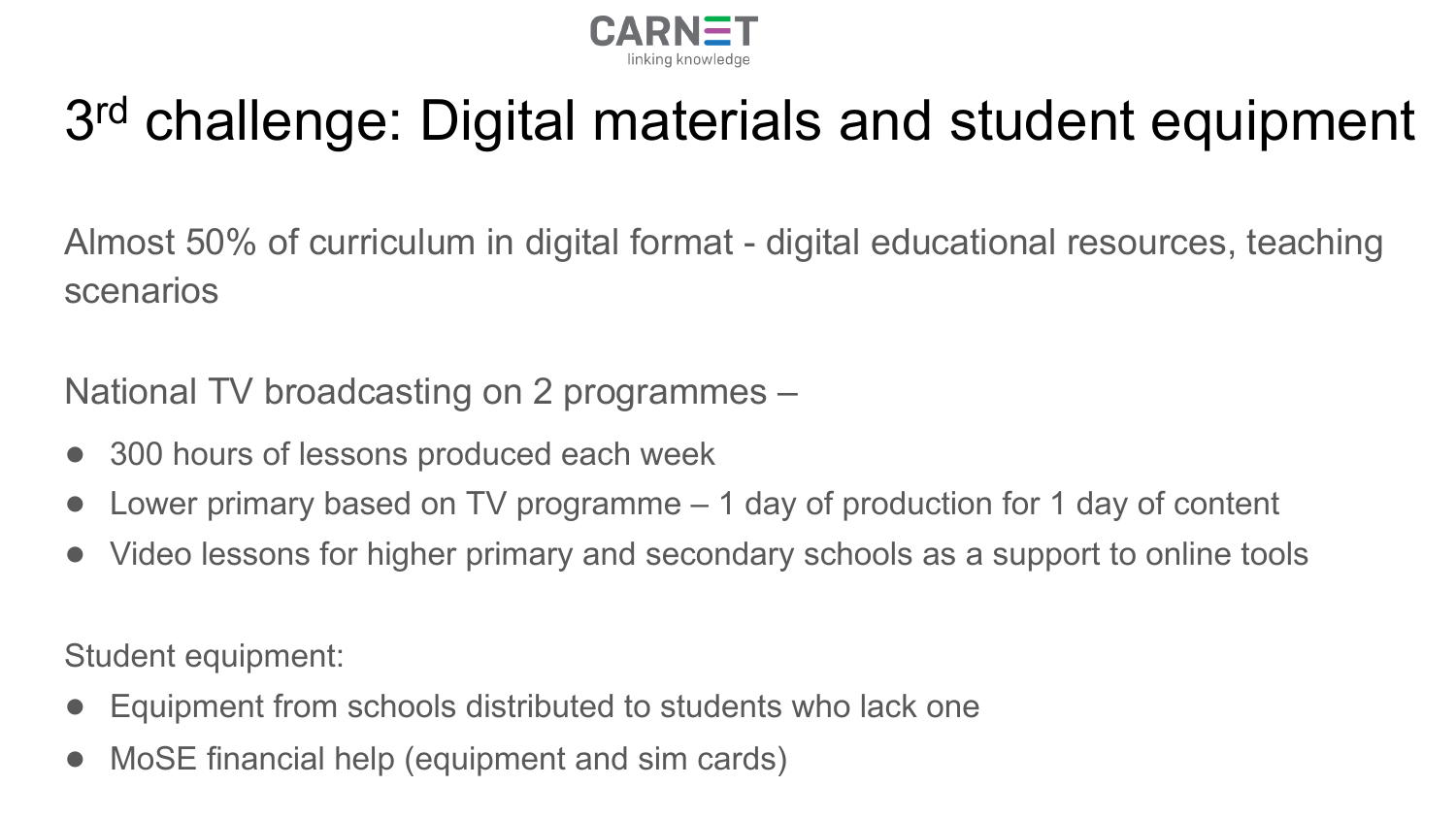# 3rd challenge: Digital materials and student equipment

Almost 50% of curriculum in digital format - digital educational resources, teaching scenarios

National TV broadcasting on 2 programmes –

- 300 hours of lessons produced each week
- Lower primary based on TV programme – 1 day of production for 1 day of content
- Video lessons for higher primary and secondary schools as a support to online tools

Student equipment:

- Equipment from schools distributed to students who lack one
- MoSE financial help (equipment and sim cards)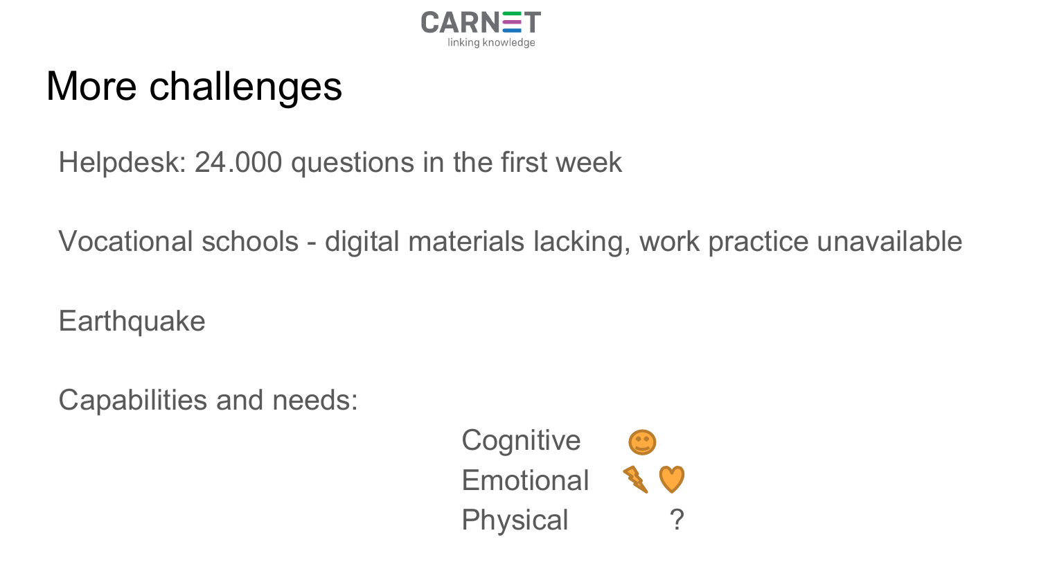# More challenges

Helpdesk: 24.000 questions in the first week

Vocational schools - digital materials lacking, work practice unavailable

Earthquake

Capabilities and needs:

Cognitive
Emotional
Physical ?